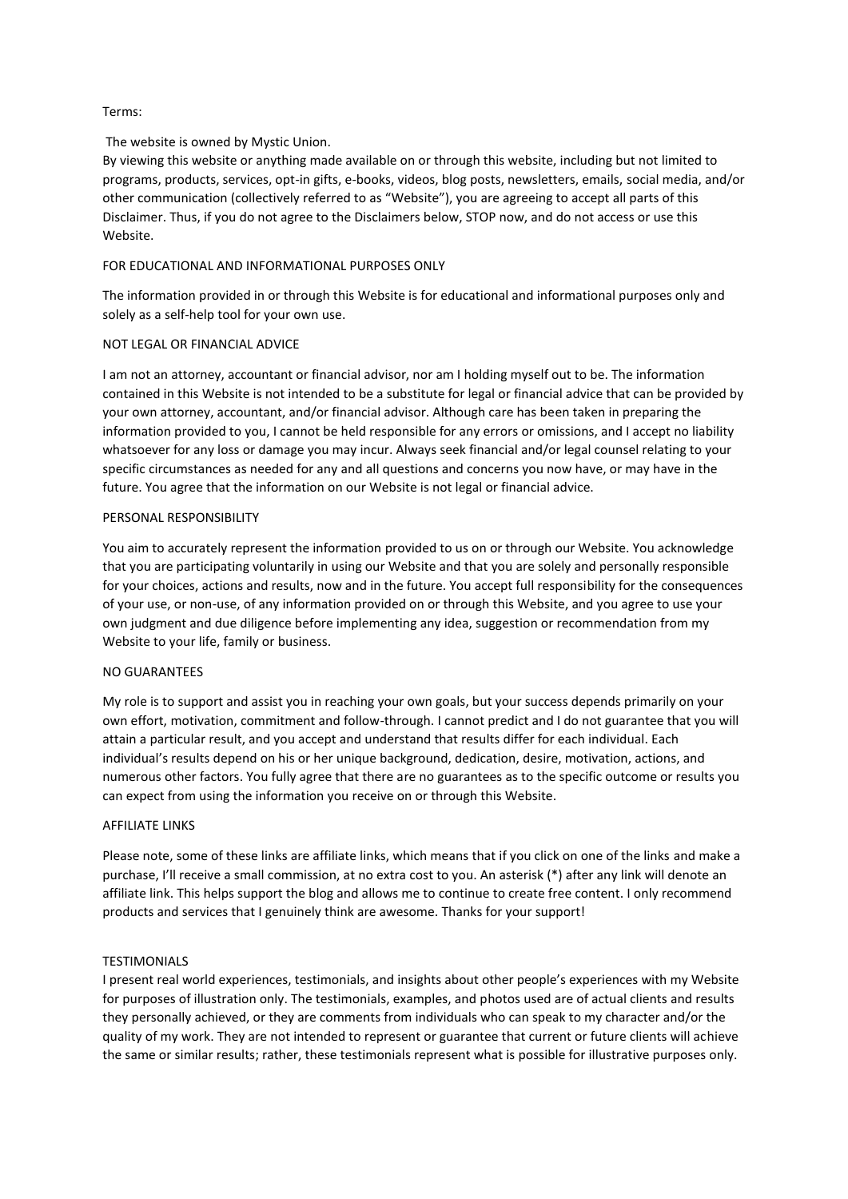Terms:

The website is owned by Mystic Union.

By viewing this website or anything made available on or through this website, including but not limited to programs, products, services, opt-in gifts, e-books, videos, blog posts, newsletters, emails, social media, and/or other communication (collectively referred to as "Website"), you are agreeing to accept all parts of this Disclaimer. Thus, if you do not agree to the Disclaimers below, STOP now, and do not access or use this Website.

## FOR EDUCATIONAL AND INFORMATIONAL PURPOSES ONLY

The information provided in or through this Website is for educational and informational purposes only and solely as a self-help tool for your own use.

## NOT LEGAL OR FINANCIAL ADVICE

I am not an attorney, accountant or financial advisor, nor am I holding myself out to be. The information contained in this Website is not intended to be a substitute for legal or financial advice that can be provided by your own attorney, accountant, and/or financial advisor. Although care has been taken in preparing the information provided to you, I cannot be held responsible for any errors or omissions, and I accept no liability whatsoever for any loss or damage you may incur. Always seek financial and/or legal counsel relating to your specific circumstances as needed for any and all questions and concerns you now have, or may have in the future. You agree that the information on our Website is not legal or financial advice.

## PERSONAL RESPONSIBILITY

You aim to accurately represent the information provided to us on or through our Website. You acknowledge that you are participating voluntarily in using our Website and that you are solely and personally responsible for your choices, actions and results, now and in the future. You accept full responsibility for the consequences of your use, or non-use, of any information provided on or through this Website, and you agree to use your own judgment and due diligence before implementing any idea, suggestion or recommendation from my Website to your life, family or business.

## NO GUARANTEES

My role is to support and assist you in reaching your own goals, but your success depends primarily on your own effort, motivation, commitment and follow-through. I cannot predict and I do not guarantee that you will attain a particular result, and you accept and understand that results differ for each individual. Each individual's results depend on his or her unique background, dedication, desire, motivation, actions, and numerous other factors. You fully agree that there are no guarantees as to the specific outcome or results you can expect from using the information you receive on or through this Website.

## AFFILIATE LINKS

Please note, some of these links are affiliate links, which means that if you click on one of the links and make a purchase, I'll receive a small commission, at no extra cost to you. An asterisk (*) after any link will denote an affiliate link. This helps support the blog and allows me to continue to create free content. I only recommend products and services that I genuinely think are awesome. Thanks for your support!

## TESTIMONIALS

I present real world experiences, testimonials, and insights about other people's experiences with my Website for purposes of illustration only. The testimonials, examples, and photos used are of actual clients and results they personally achieved, or they are comments from individuals who can speak to my character and/or the quality of my work. They are not intended to represent or guarantee that current or future clients will achieve the same or similar results; rather, these testimonials represent what is possible for illustrative purposes only.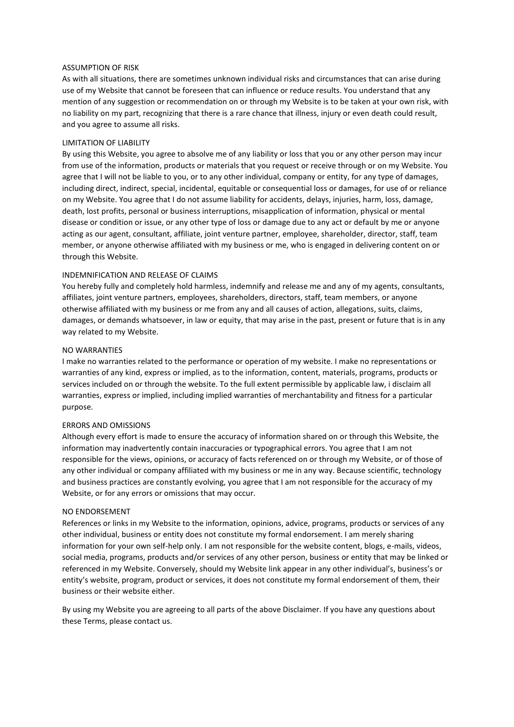## ASSUMPTION OF RISK

As with all situations, there are sometimes unknown individual risks and circumstances that can arise during use of my Website that cannot be foreseen that can influence or reduce results. You understand that any mention of any suggestion or recommendation on or through my Website is to be taken at your own risk, with no liability on my part, recognizing that there is a rare chance that illness, injury or even death could result, and you agree to assume all risks.

## LIMITATION OF LIABILITY

By using this Website, you agree to absolve me of any liability or loss that you or any other person may incur from use of the information, products or materials that you request or receive through or on my Website. You agree that I will not be liable to you, or to any other individual, company or entity, for any type of damages, including direct, indirect, special, incidental, equitable or consequential loss or damages, for use of or reliance on my Website. You agree that I do not assume liability for accidents, delays, injuries, harm, loss, damage, death, lost profits, personal or business interruptions, misapplication of information, physical or mental disease or condition or issue, or any other type of loss or damage due to any act or default by me or anyone acting as our agent, consultant, affiliate, joint venture partner, employee, shareholder, director, staff, team member, or anyone otherwise affiliated with my business or me, who is engaged in delivering content on or through this Website.

## INDEMNIFICATION AND RELEASE OF CLAIMS

You hereby fully and completely hold harmless, indemnify and release me and any of my agents, consultants, affiliates, joint venture partners, employees, shareholders, directors, staff, team members, or anyone otherwise affiliated with my business or me from any and all causes of action, allegations, suits, claims, damages, or demands whatsoever, in law or equity, that may arise in the past, present or future that is in any way related to my Website.

## NO WARRANTIES

I make no warranties related to the performance or operation of my website. I make no representations or warranties of any kind, express or implied, as to the information, content, materials, programs, products or services included on or through the website. To the full extent permissible by applicable law, i disclaim all warranties, express or implied, including implied warranties of merchantability and fitness for a particular purpose.

## ERRORS AND OMISSIONS

Although every effort is made to ensure the accuracy of information shared on or through this Website, the information may inadvertently contain inaccuracies or typographical errors. You agree that I am not responsible for the views, opinions, or accuracy of facts referenced on or through my Website, or of those of any other individual or company affiliated with my business or me in any way. Because scientific, technology and business practices are constantly evolving, you agree that I am not responsible for the accuracy of my Website, or for any errors or omissions that may occur.

## NO ENDORSEMENT

References or links in my Website to the information, opinions, advice, programs, products or services of any other individual, business or entity does not constitute my formal endorsement. I am merely sharing information for your own self-help only. I am not responsible for the website content, blogs, e-mails, videos, social media, programs, products and/or services of any other person, business or entity that may be linked or referenced in my Website. Conversely, should my Website link appear in any other individual's, business's or entity's website, program, product or services, it does not constitute my formal endorsement of them, their business or their website either.

By using my Website you are agreeing to all parts of the above Disclaimer. If you have any questions about these Terms, please contact us.